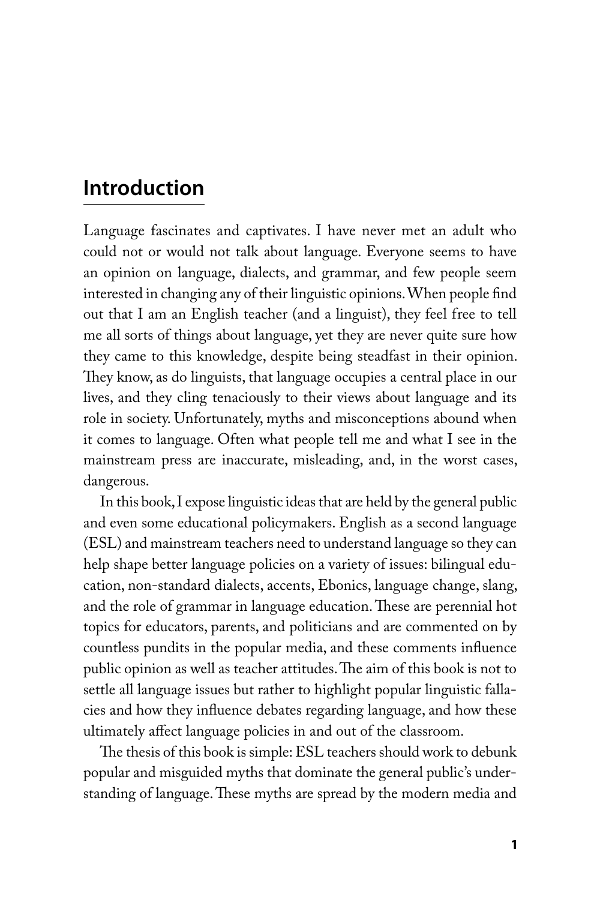# Introduction

Language fascinates and captivates. I have never met an adult who could not or would not talk about language. Everyone seems to have an opinion on language, dialects, and grammar, and few people seem interested in changing any of their linguistic opinions. When people find out that I am an English teacher (and a linguist), they feel free to tell me all sorts of things about language, yet they are never quite sure how they came to this knowledge, despite being steadfast in their opinion. They know, as do linguists, that language occupies a central place in our lives, and they cling tenaciously to their views about language and its role in society. Unfortunately, myths and misconceptions abound when it comes to language. Often what people tell me and what I see in the mainstream press are inaccurate, misleading, and, in the worst cases, dangerous.

In this book, I expose linguistic ideas that are held by the general public and even some educational policymakers. English as a second language (ESL) and mainstream teachers need to understand language so they can help shape better language policies on a variety of issues: bilingual education, non-standard dialects, accents, Ebonics, language change, slang, and the role of grammar in language education. These are perennial hot topics for educators, parents, and politicians and are commented on by countless pundits in the popular media, and these comments influence public opinion as well as teacher attitudes. The aim of this book is not to settle all language issues but rather to highlight popular linguistic fallacies and how they influence debates regarding language, and how these ultimately affect language policies in and out of the classroom.

The thesis of this book is simple: ESL teachers should work to debunk popular and misguided myths that dominate the general public's understanding of language. These myths are spread by the modern media and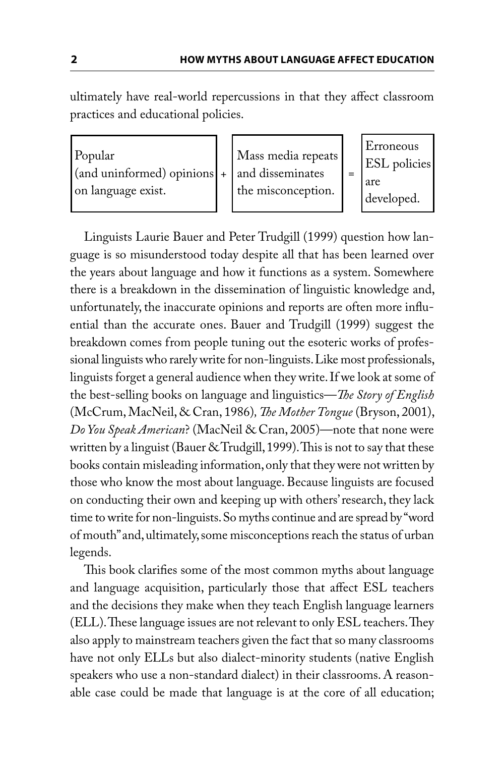ultimately have real-world repercussions in that they affect classroom practices and educational policies.

| Popular (and uninformed) opinions on language exist. | + | Mass media repeats and disseminates the misconception. | = | Erroneous ESL policies are developed. |
|---|---|---|---|---|

Linguists Laurie Bauer and Peter Trudgill (1999) question how language is so misunderstood today despite all that has been learned over the years about language and how it functions as a system. Somewhere there is a breakdown in the dissemination of linguistic knowledge and, unfortunately, the inaccurate opinions and reports are often more influential than the accurate ones. Bauer and Trudgill (1999) suggest the breakdown comes from people tuning out the esoteric works of professional linguists who rarely write for non-linguists. Like most professionals, linguists forget a general audience when they write. If we look at some of the best-selling books on language and linguistics—*The Story of English* (McCrum, MacNeil, & Cran, 1986), *The Mother Tongue* (Bryson, 2001), *Do You Speak American*? (MacNeil & Cran, 2005)—note that none were written by a linguist (Bauer & Trudgill, 1999). This is not to say that these books contain misleading information, only that they were not written by those who know the most about language. Because linguists are focused on conducting their own and keeping up with others' research, they lack time to write for non-linguists. So myths continue and are spread by "word of mouth" and, ultimately, some misconceptions reach the status of urban legends.

This book clarifies some of the most common myths about language and language acquisition, particularly those that affect ESL teachers and the decisions they make when they teach English language learners (ELL). These language issues are not relevant to only ESL teachers. They also apply to mainstream teachers given the fact that so many classrooms have not only ELLs but also dialect-minority students (native English speakers who use a non-standard dialect) in their classrooms. A reasonable case could be made that language is at the core of all education;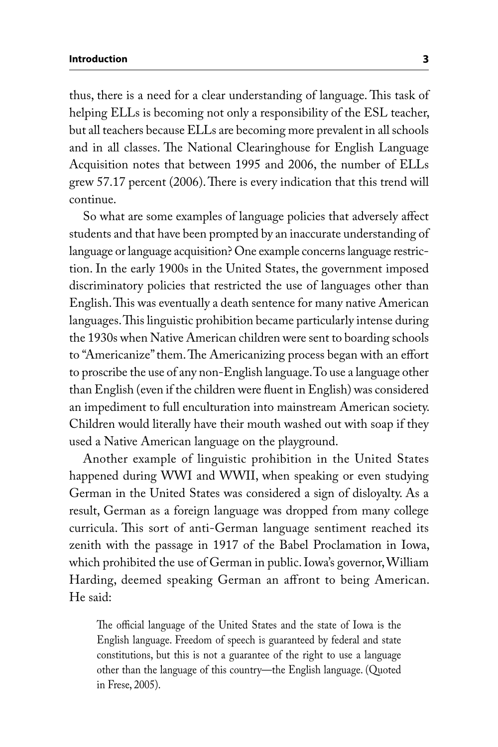thus, there is a need for a clear understanding of language. This task of helping ELLs is becoming not only a responsibility of the ESL teacher, but all teachers because ELLs are becoming more prevalent in all schools and in all classes. The National Clearinghouse for English Language Acquisition notes that between 1995 and 2006, the number of ELLs grew 57.17 percent (2006). There is every indication that this trend will continue.

So what are some examples of language policies that adversely affect students and that have been prompted by an inaccurate understanding of language or language acquisition? One example concerns language restriction. In the early 1900s in the United States, the government imposed discriminatory policies that restricted the use of languages other than English. This was eventually a death sentence for many native American languages. This linguistic prohibition became particularly intense during the 1930s when Native American children were sent to boarding schools to "Americanize" them. The Americanizing process began with an effort to proscribe the use of any non-English language. To use a language other than English (even if the children were fluent in English) was considered an impediment to full enculturation into mainstream American society. Children would literally have their mouth washed out with soap if they used a Native American language on the playground.

Another example of linguistic prohibition in the United States happened during WWI and WWII, when speaking or even studying German in the United States was considered a sign of disloyalty. As a result, German as a foreign language was dropped from many college curricula. This sort of anti-German language sentiment reached its zenith with the passage in 1917 of the Babel Proclamation in Iowa, which prohibited the use of German in public. Iowa's governor, William Harding, deemed speaking German an affront to being American. He said:

> The official language of the United States and the state of Iowa is the English language. Freedom of speech is guaranteed by federal and state constitutions, but this is not a guarantee of the right to use a language other than the language of this country—the English language. (Quoted in Frese, 2005).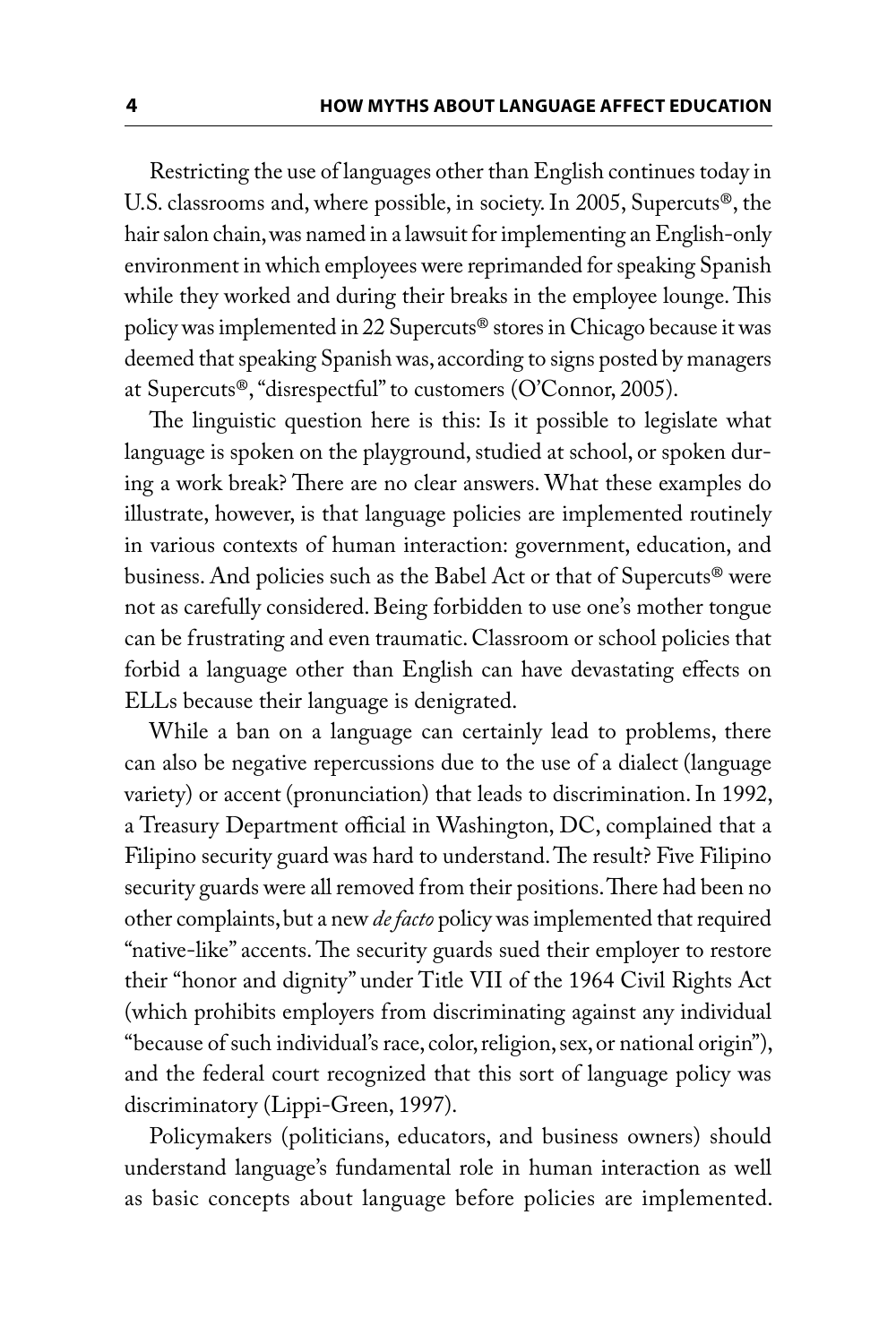Restricting the use of languages other than English continues today in U.S. classrooms and, where possible, in society. In 2005, Supercuts®, the hair salon chain, was named in a lawsuit for implementing an English-only environment in which employees were reprimanded for speaking Spanish while they worked and during their breaks in the employee lounge. This policy was implemented in 22 Supercuts® stores in Chicago because it was deemed that speaking Spanish was, according to signs posted by managers at Supercuts®, "disrespectful" to customers (O'Connor, 2005).

The linguistic question here is this: Is it possible to legislate what language is spoken on the playground, studied at school, or spoken during a work break? There are no clear answers. What these examples do illustrate, however, is that language policies are implemented routinely in various contexts of human interaction: government, education, and business. And policies such as the Babel Act or that of Supercuts® were not as carefully considered. Being forbidden to use one's mother tongue can be frustrating and even traumatic. Classroom or school policies that forbid a language other than English can have devastating effects on ELLs because their language is denigrated.

While a ban on a language can certainly lead to problems, there can also be negative repercussions due to the use of a dialect (language variety) or accent (pronunciation) that leads to discrimination. In 1992, a Treasury Department official in Washington, DC, complained that a Filipino security guard was hard to understand. The result? Five Filipino security guards were all removed from their positions. There had been no other complaints, but a new *de facto* policy was implemented that required "native-like" accents. The security guards sued their employer to restore their "honor and dignity" under Title VII of the 1964 Civil Rights Act (which prohibits employers from discriminating against any individual "because of such individual's race, color, religion, sex, or national origin"), and the federal court recognized that this sort of language policy was discriminatory (Lippi-Green, 1997).

Policymakers (politicians, educators, and business owners) should understand language's fundamental role in human interaction as well as basic concepts about language before policies are implemented.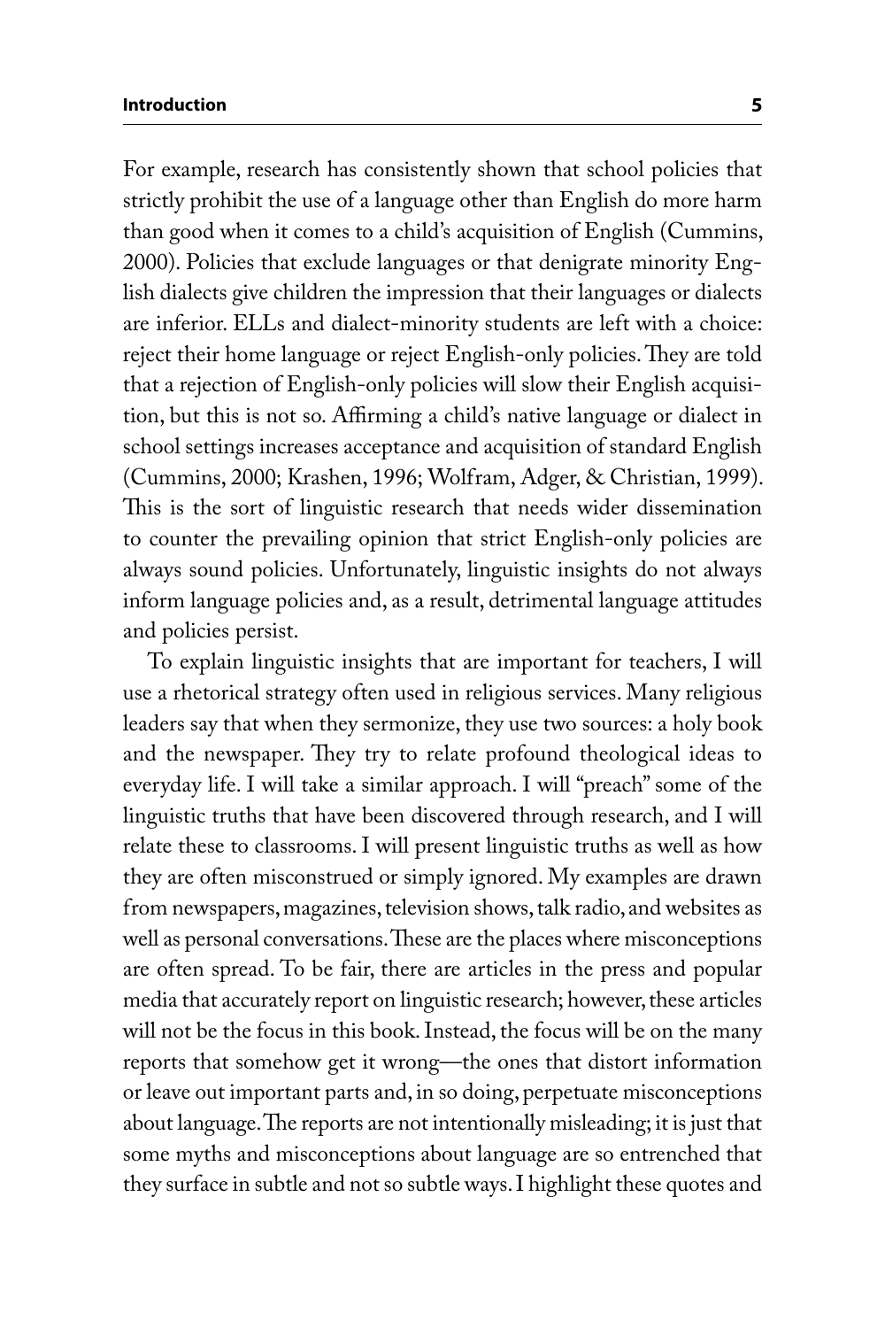For example, research has consistently shown that school policies that strictly prohibit the use of a language other than English do more harm than good when it comes to a child's acquisition of English (Cummins, 2000). Policies that exclude languages or that denigrate minority English dialects give children the impression that their languages or dialects are inferior. ELLs and dialect-minority students are left with a choice: reject their home language or reject English-only policies. They are told that a rejection of English-only policies will slow their English acquisition, but this is not so. Affirming a child's native language or dialect in school settings increases acceptance and acquisition of standard English (Cummins, 2000; Krashen, 1996; Wolfram, Adger, & Christian, 1999). This is the sort of linguistic research that needs wider dissemination to counter the prevailing opinion that strict English-only policies are always sound policies. Unfortunately, linguistic insights do not always inform language policies and, as a result, detrimental language attitudes and policies persist.

To explain linguistic insights that are important for teachers, I will use a rhetorical strategy often used in religious services. Many religious leaders say that when they sermonize, they use two sources: a holy book and the newspaper. They try to relate profound theological ideas to everyday life. I will take a similar approach. I will "preach" some of the linguistic truths that have been discovered through research, and I will relate these to classrooms. I will present linguistic truths as well as how they are often misconstrued or simply ignored. My examples are drawn from newspapers, magazines, television shows, talk radio, and websites as well as personal conversations. These are the places where misconceptions are often spread. To be fair, there are articles in the press and popular media that accurately report on linguistic research; however, these articles will not be the focus in this book. Instead, the focus will be on the many reports that somehow get it wrong—the ones that distort information or leave out important parts and, in so doing, perpetuate misconceptions about language. The reports are not intentionally misleading; it is just that some myths and misconceptions about language are so entrenched that they surface in subtle and not so subtle ways. I highlight these quotes and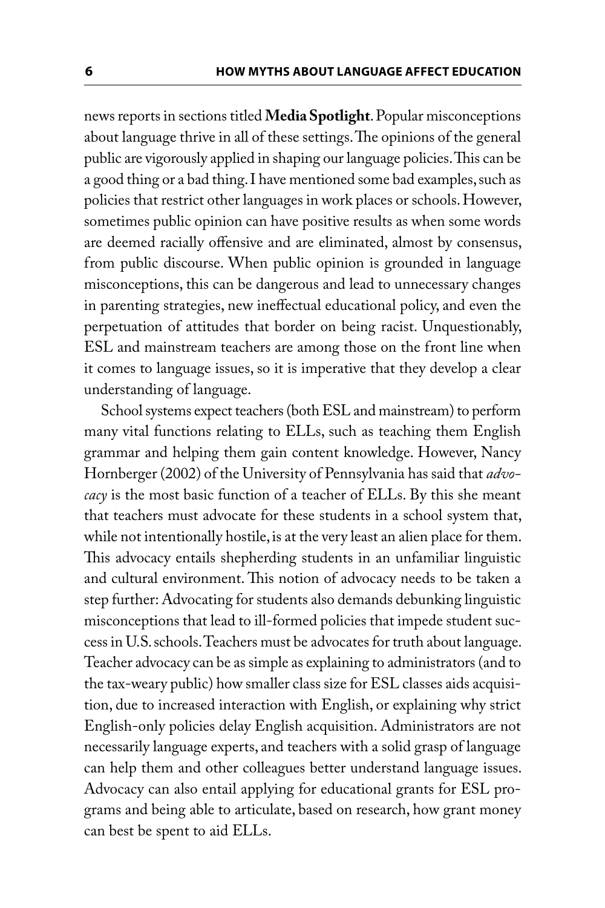news reports in sections titled **Media Spotlight**. Popular misconceptions about language thrive in all of these settings. The opinions of the general public are vigorously applied in shaping our language policies. This can be a good thing or a bad thing. I have mentioned some bad examples, such as policies that restrict other languages in work places or schools. However, sometimes public opinion can have positive results as when some words are deemed racially offensive and are eliminated, almost by consensus, from public discourse. When public opinion is grounded in language misconceptions, this can be dangerous and lead to unnecessary changes in parenting strategies, new ineffectual educational policy, and even the perpetuation of attitudes that border on being racist. Unquestionably, ESL and mainstream teachers are among those on the front line when it comes to language issues, so it is imperative that they develop a clear understanding of language.

School systems expect teachers (both ESL and mainstream) to perform many vital functions relating to ELLs, such as teaching them English grammar and helping them gain content knowledge. However, Nancy Hornberger (2002) of the University of Pennsylvania has said that *advocacy* is the most basic function of a teacher of ELLs. By this she meant that teachers must advocate for these students in a school system that, while not intentionally hostile, is at the very least an alien place for them. This advocacy entails shepherding students in an unfamiliar linguistic and cultural environment. This notion of advocacy needs to be taken a step further: Advocating for students also demands debunking linguistic misconceptions that lead to ill-formed policies that impede student success in U.S. schools. Teachers must be advocates for truth about language. Teacher advocacy can be as simple as explaining to administrators (and to the tax-weary public) how smaller class size for ESL classes aids acquisition, due to increased interaction with English, or explaining why strict English-only policies delay English acquisition. Administrators are not necessarily language experts, and teachers with a solid grasp of language can help them and other colleagues better understand language issues. Advocacy can also entail applying for educational grants for ESL programs and being able to articulate, based on research, how grant money can best be spent to aid ELLs.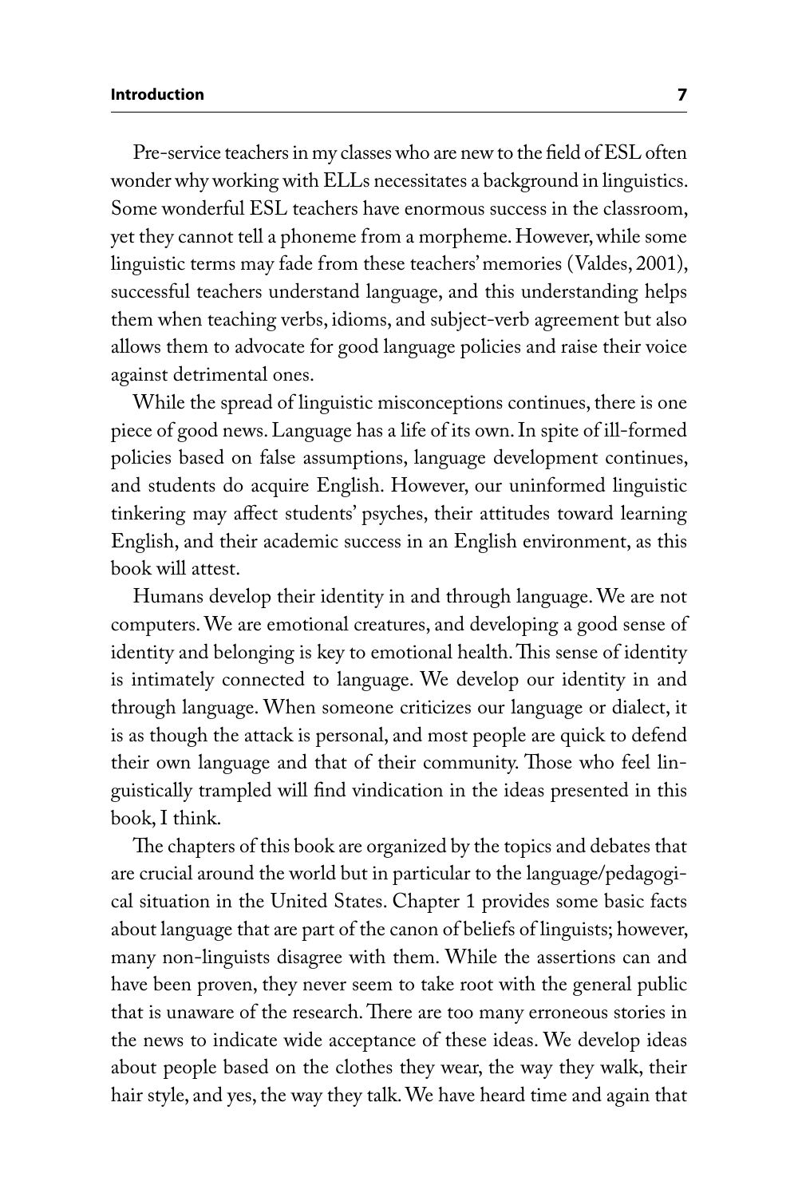Pre-service teachers in my classes who are new to the field of ESL often wonder why working with ELLs necessitates a background in linguistics. Some wonderful ESL teachers have enormous success in the classroom, yet they cannot tell a phoneme from a morpheme. However, while some linguistic terms may fade from these teachers' memories (Valdes, 2001), successful teachers understand language, and this understanding helps them when teaching verbs, idioms, and subject-verb agreement but also allows them to advocate for good language policies and raise their voice against detrimental ones.

While the spread of linguistic misconceptions continues, there is one piece of good news. Language has a life of its own. In spite of ill-formed policies based on false assumptions, language development continues, and students do acquire English. However, our uninformed linguistic tinkering may affect students' psyches, their attitudes toward learning English, and their academic success in an English environment, as this book will attest.

Humans develop their identity in and through language. We are not computers. We are emotional creatures, and developing a good sense of identity and belonging is key to emotional health. This sense of identity is intimately connected to language. We develop our identity in and through language. When someone criticizes our language or dialect, it is as though the attack is personal, and most people are quick to defend their own language and that of their community. Those who feel linguistically trampled will find vindication in the ideas presented in this book, I think.

The chapters of this book are organized by the topics and debates that are crucial around the world but in particular to the language/pedagogical situation in the United States. Chapter 1 provides some basic facts about language that are part of the canon of beliefs of linguists; however, many non-linguists disagree with them. While the assertions can and have been proven, they never seem to take root with the general public that is unaware of the research. There are too many erroneous stories in the news to indicate wide acceptance of these ideas. We develop ideas about people based on the clothes they wear, the way they walk, their hair style, and yes, the way they talk. We have heard time and again that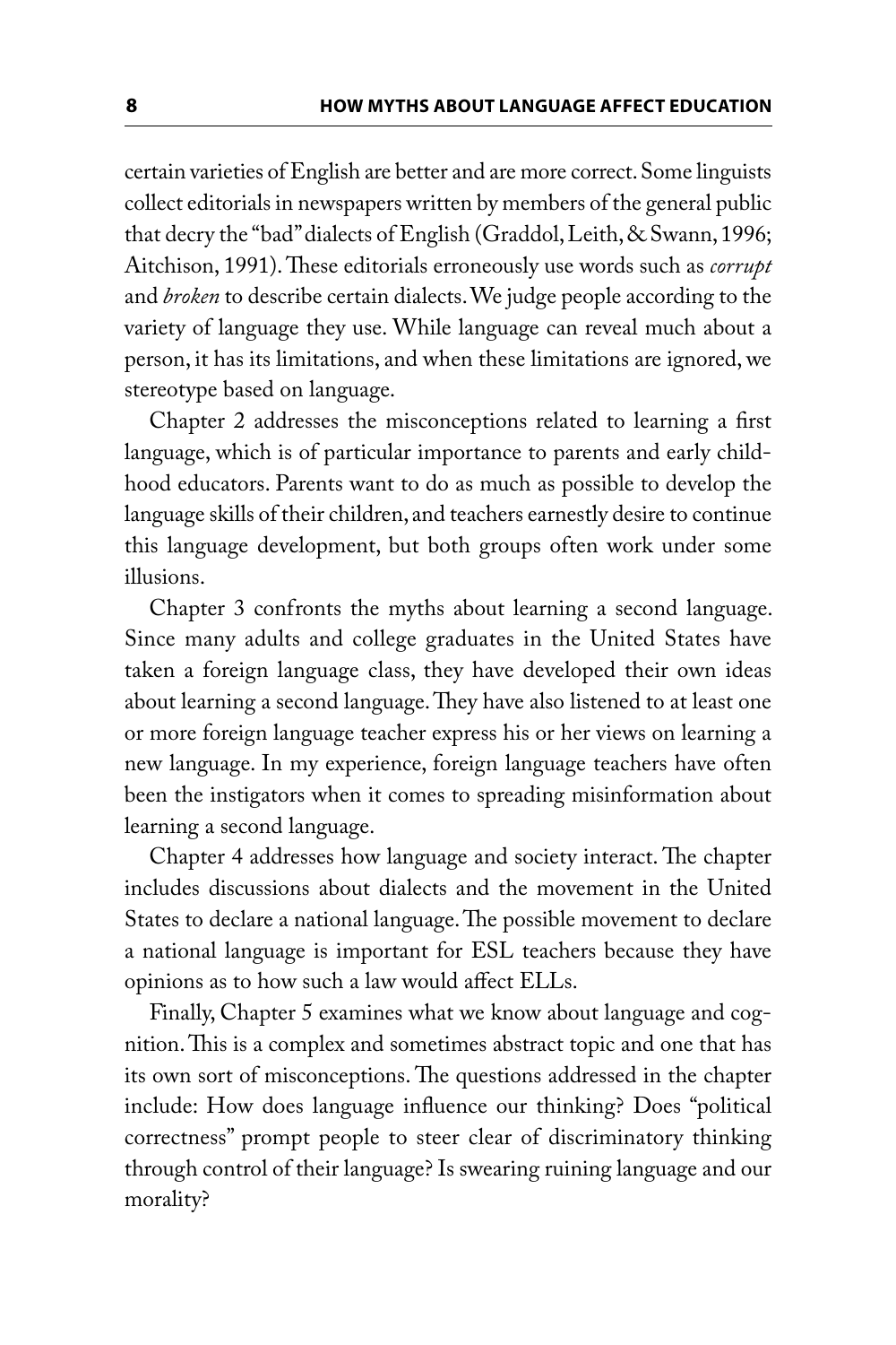certain varieties of English are better and are more correct. Some linguists collect editorials in newspapers written by members of the general public that decry the "bad" dialects of English (Graddol, Leith, & Swann, 1996; Aitchison, 1991). These editorials erroneously use words such as *corrupt* and *broken* to describe certain dialects. We judge people according to the variety of language they use. While language can reveal much about a person, it has its limitations, and when these limitations are ignored, we stereotype based on language.

Chapter 2 addresses the misconceptions related to learning a first language, which is of particular importance to parents and early childhood educators. Parents want to do as much as possible to develop the language skills of their children, and teachers earnestly desire to continue this language development, but both groups often work under some illusions.

Chapter 3 confronts the myths about learning a second language. Since many adults and college graduates in the United States have taken a foreign language class, they have developed their own ideas about learning a second language. They have also listened to at least one or more foreign language teacher express his or her views on learning a new language. In my experience, foreign language teachers have often been the instigators when it comes to spreading misinformation about learning a second language.

Chapter 4 addresses how language and society interact. The chapter includes discussions about dialects and the movement in the United States to declare a national language. The possible movement to declare a national language is important for ESL teachers because they have opinions as to how such a law would affect ELLs.

Finally, Chapter 5 examines what we know about language and cognition. This is a complex and sometimes abstract topic and one that has its own sort of misconceptions. The questions addressed in the chapter include: How does language influence our thinking? Does "political correctness" prompt people to steer clear of discriminatory thinking through control of their language? Is swearing ruining language and our morality?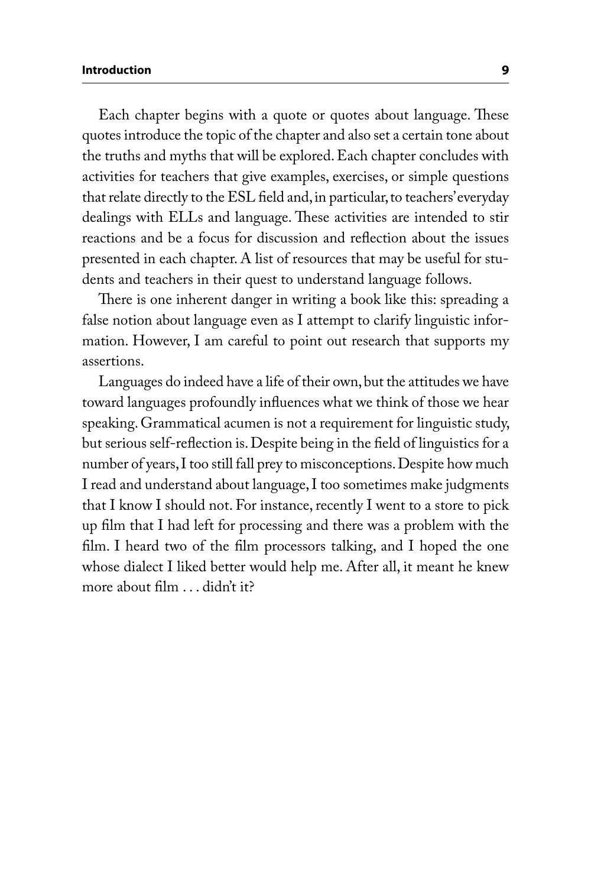Each chapter begins with a quote or quotes about language. These quotes introduce the topic of the chapter and also set a certain tone about the truths and myths that will be explored. Each chapter concludes with activities for teachers that give examples, exercises, or simple questions that relate directly to the ESL field and, in particular, to teachers' everyday dealings with ELLs and language. These activities are intended to stir reactions and be a focus for discussion and reflection about the issues presented in each chapter. A list of resources that may be useful for students and teachers in their quest to understand language follows.

There is one inherent danger in writing a book like this: spreading a false notion about language even as I attempt to clarify linguistic information. However, I am careful to point out research that supports my assertions.

Languages do indeed have a life of their own, but the attitudes we have toward languages profoundly influences what we think of those we hear speaking. Grammatical acumen is not a requirement for linguistic study, but serious self-reflection is. Despite being in the field of linguistics for a number of years, I too still fall prey to misconceptions. Despite how much I read and understand about language, I too sometimes make judgments that I know I should not. For instance, recently I went to a store to pick up film that I had left for processing and there was a problem with the film. I heard two of the film processors talking, and I hoped the one whose dialect I liked better would help me. After all, it meant he knew more about film . . . didn't it?